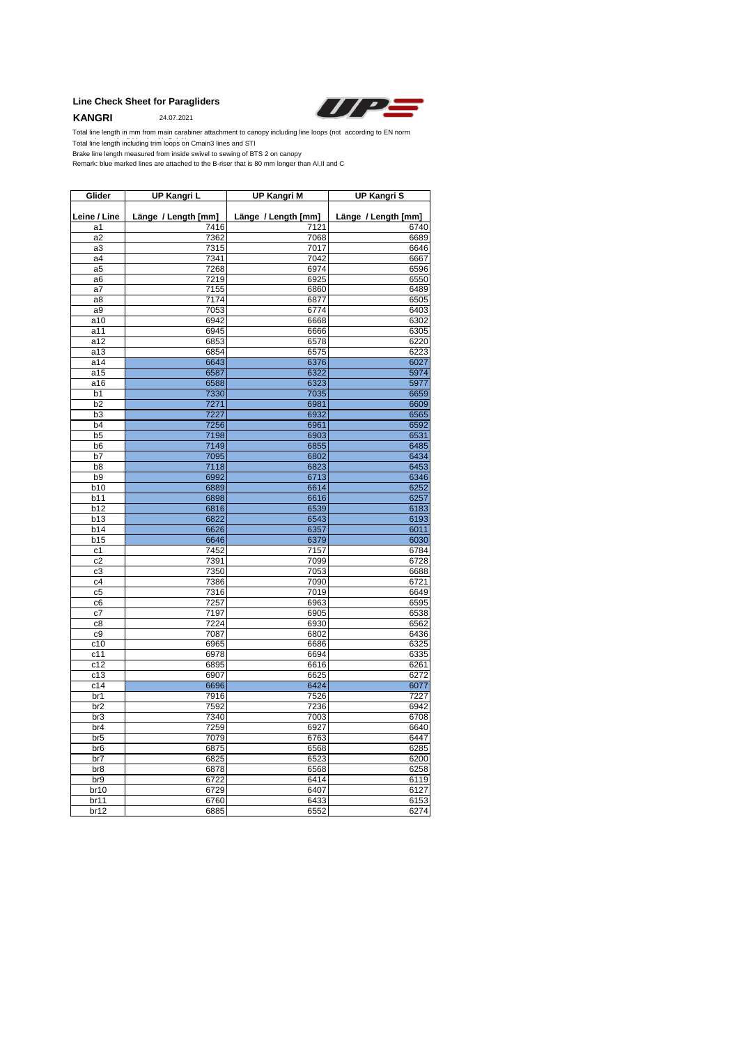**Line Check Sheet for Paragliders**

**KANGRI** 24.07.2021

Total line length in mm from main carabiner attachment to canopy including line loops (not according to EN norm

Total line length including trim loops on Cmain3 lines and STI

Brake line length measured from inside swivel to sewing of BTS 2 on canopy

Remark: blue marked lines are attached to the B-riser that is 80 mm longer than AI,II and C

| Glider | UP Kangri L | UP Kangri M | UP Kangri S |
|---|---|---|---|
| Leine / Line | Länge / Length [mm] | Länge / Length [mm] | Länge / Length [mm] |
| a1 | 7416 | 7121 | 6740 |
| a2 | 7362 | 7068 | 6689 |
| a3 | 7315 | 7017 | 6646 |
| a4 | 7341 | 7042 | 6667 |
| a5 | 7268 | 6974 | 6596 |
| a6 | 7219 | 6925 | 6550 |
| a7 | 7155 | 6860 | 6489 |
| a8 | 7174 | 6877 | 6505 |
| a9 | 7053 | 6774 | 6403 |
| a10 | 6942 | 6668 | 6302 |
| a11 | 6945 | 6666 | 6305 |
| a12 | 6853 | 6578 | 6220 |
| a13 | 6854 | 6575 | 6223 |
| a14 | 6643 | 6376 | 6027 |
| a15 | 6587 | 6322 | 5974 |
| a16 | 6588 | 6323 | 5977 |
| b1 | 7330 | 7035 | 6659 |
| b2 | 7271 | 6981 | 6609 |
| b3 | 7227 | 6932 | 6565 |
| b4 | 7256 | 6961 | 6592 |
| b5 | 7198 | 6903 | 6531 |
| b6 | 7149 | 6855 | 6485 |
| b7 | 7095 | 6802 | 6434 |
| b8 | 7118 | 6823 | 6453 |
| b9 | 6992 | 6713 | 6346 |
| b10 | 6889 | 6614 | 6252 |
| b11 | 6898 | 6616 | 6257 |
| b12 | 6816 | 6539 | 6183 |
| b13 | 6822 | 6543 | 6193 |
| b14 | 6626 | 6357 | 6011 |
| b15 | 6646 | 6379 | 6030 |
| c1 | 7452 | 7157 | 6784 |
| c2 | 7391 | 7099 | 6728 |
| c3 | 7350 | 7053 | 6688 |
| c4 | 7386 | 7090 | 6721 |
| c5 | 7316 | 7019 | 6649 |
| c6 | 7257 | 6963 | 6595 |
| c7 | 7197 | 6905 | 6538 |
| c8 | 7224 | 6930 | 6562 |
| c9 | 7087 | 6802 | 6436 |
| c10 | 6965 | 6686 | 6325 |
| c11 | 6978 | 6694 | 6335 |
| c12 | 6895 | 6616 | 6261 |
| c13 | 6907 | 6625 | 6272 |
| c14 | 6696 | 6424 | 6077 |
| br1 | 7916 | 7526 | 7227 |
| br2 | 7592 | 7236 | 6942 |
| br3 | 7340 | 7003 | 6708 |
| br4 | 7259 | 6927 | 6640 |
| br5 | 7079 | 6763 | 6447 |
| br6 | 6875 | 6568 | 6285 |
| br7 | 6825 | 6523 | 6200 |
| br8 | 6878 | 6568 | 6258 |
| br9 | 6722 | 6414 | 6119 |
| br10 | 6729 | 6407 | 6127 |
| br11 | 6760 | 6433 | 6153 |
| br12 | 6885 | 6552 | 6274 |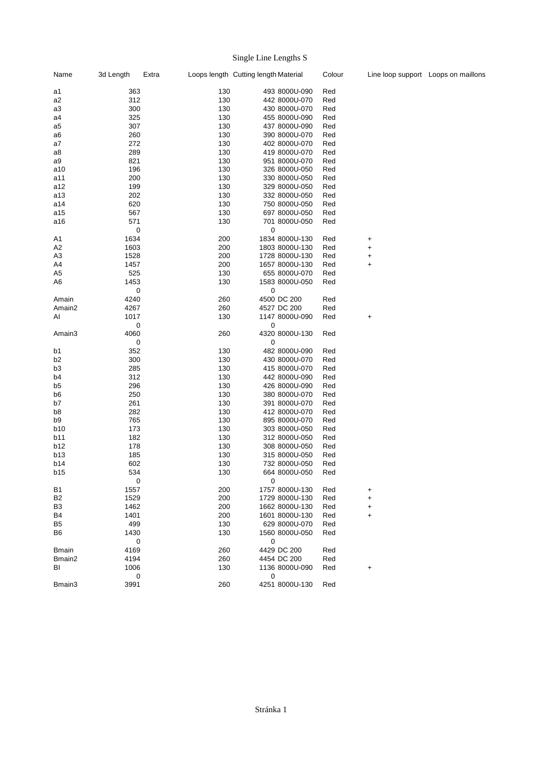# Single Line Lengths S

| Name | 3d Length | Extra | Loops length | Cutting length | Material | Colour | Line loop support | Loops on maillons |
|---|---|---|---|---|---|---|---|---|
| a1 | 363 | | 130 | 493 | 8000U-090 | Red | | |
| a2 | 312 | | 130 | 442 | 8000U-070 | Red | | |
| a3 | 300 | | 130 | 430 | 8000U-070 | Red | | |
| a4 | 325 | | 130 | 455 | 8000U-090 | Red | | |
| a5 | 307 | | 130 | 437 | 8000U-090 | Red | | |
| a6 | 260 | | 130 | 390 | 8000U-070 | Red | | |
| a7 | 272 | | 130 | 402 | 8000U-070 | Red | | |
| a8 | 289 | | 130 | 419 | 8000U-070 | Red | | |
| a9 | 821 | | 130 | 951 | 8000U-070 | Red | | |
| a10 | 196 | | 130 | 326 | 8000U-050 | Red | | |
| a11 | 200 | | 130 | 330 | 8000U-050 | Red | | |
| a12 | 199 | | 130 | 329 | 8000U-050 | Red | | |
| a13 | 202 | | 130 | 332 | 8000U-050 | Red | | |
| a14 | 620 | | 130 | 750 | 8000U-050 | Red | | |
| a15 | 567 | | 130 | 697 | 8000U-050 | Red | | |
| a16 | 571 | | 130 | 701 | 8000U-050 | Red | | |
| | 0 | | | 0 | | | | |
| A1 | 1634 | | 200 | 1834 | 8000U-130 | Red | + | |
| A2 | 1603 | | 200 | 1803 | 8000U-130 | Red | + | |
| A3 | 1528 | | 200 | 1728 | 8000U-130 | Red | + | |
| A4 | 1457 | | 200 | 1657 | 8000U-130 | Red | + | |
| A5 | 525 | | 130 | 655 | 8000U-070 | Red | | |
| A6 | 1453 | | 130 | 1583 | 8000U-050 | Red | | |
| | 0 | | | 0 | | | | |
| Amain | 4240 | | 260 | 4500 | DC 200 | Red | | |
| Amain2 | 4267 | | 260 | 4527 | DC 200 | Red | | |
| Al | 1017 | | 130 | 1147 | 8000U-090 | Red | + | |
| | 0 | | | 0 | | | | |
| Amain3 | 4060 | | 260 | 4320 | 8000U-130 | Red | | |
| | 0 | | | 0 | | | | |
| b1 | 352 | | 130 | 482 | 8000U-090 | Red | | |
| b2 | 300 | | 130 | 430 | 8000U-070 | Red | | |
| b3 | 285 | | 130 | 415 | 8000U-070 | Red | | |
| b4 | 312 | | 130 | 442 | 8000U-090 | Red | | |
| b5 | 296 | | 130 | 426 | 8000U-090 | Red | | |
| b6 | 250 | | 130 | 380 | 8000U-070 | Red | | |
| b7 | 261 | | 130 | 391 | 8000U-070 | Red | | |
| b8 | 282 | | 130 | 412 | 8000U-070 | Red | | |
| b9 | 765 | | 130 | 895 | 8000U-070 | Red | | |
| b10 | 173 | | 130 | 303 | 8000U-050 | Red | | |
| b11 | 182 | | 130 | 312 | 8000U-050 | Red | | |
| b12 | 178 | | 130 | 308 | 8000U-050 | Red | | |
| b13 | 185 | | 130 | 315 | 8000U-050 | Red | | |
| b14 | 602 | | 130 | 732 | 8000U-050 | Red | | |
| b15 | 534 | | 130 | 664 | 8000U-050 | Red | | |
| | 0 | | | 0 | | | | |
| B1 | 1557 | | 200 | 1757 | 8000U-130 | Red | + | |
| B2 | 1529 | | 200 | 1729 | 8000U-130 | Red | + | |
| B3 | 1462 | | 200 | 1662 | 8000U-130 | Red | + | |
| B4 | 1401 | | 200 | 1601 | 8000U-130 | Red | + | |
| B5 | 499 | | 130 | 629 | 8000U-070 | Red | | |
| B6 | 1430 | | 130 | 1560 | 8000U-050 | Red | | |
| | 0 | | | 0 | | | | |
| Bmain | 4169 | | 260 | 4429 | DC 200 | Red | | |
| Bmain2 | 4194 | | 260 | 4454 | DC 200 | Red | | |
| Bl | 1006 | | 130 | 1136 | 8000U-090 | Red | + | |
| | 0 | | | 0 | | | | |
| Bmain3 | 3991 | | 260 | 4251 | 8000U-130 | Red | | |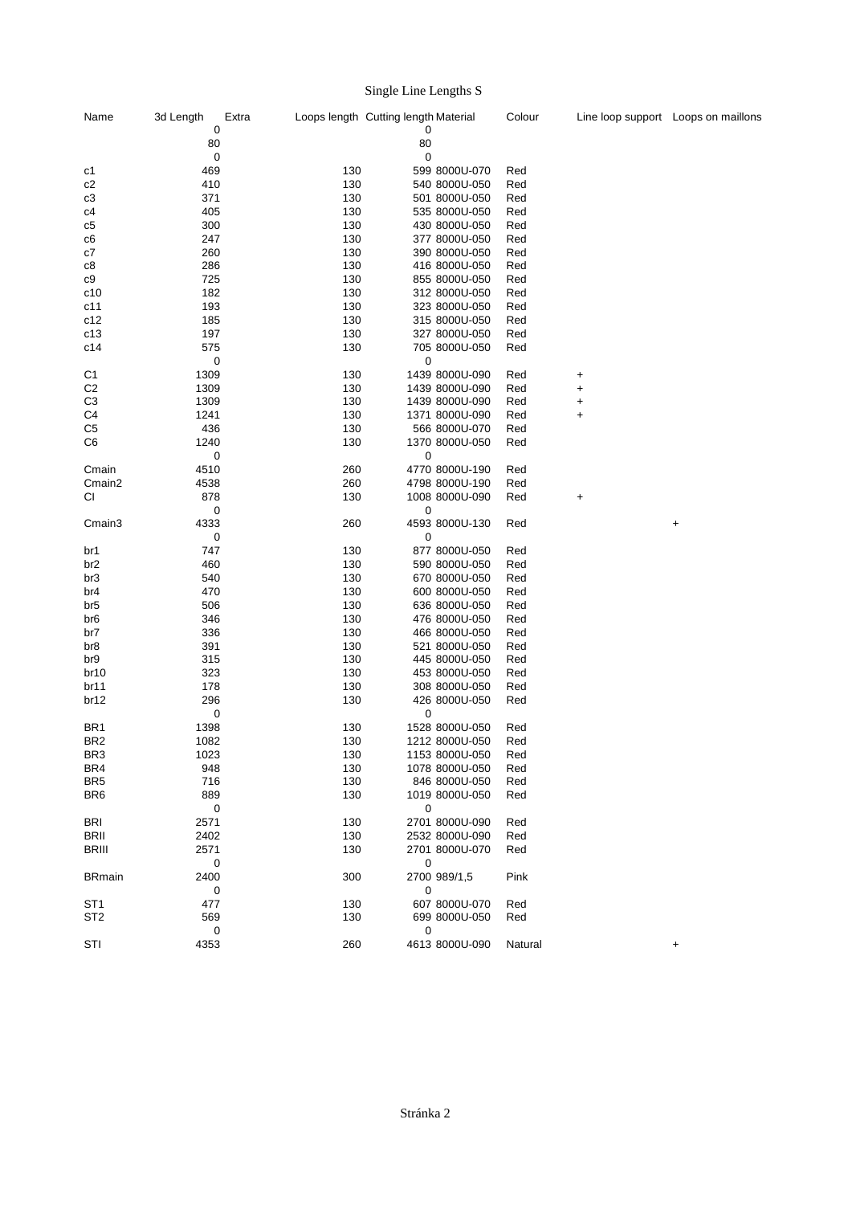# Single Line Lengths S

| Name | 3d Length | Extra | Loops length | Cutting length | Material | Colour | Line loop support | Loops on maillons |
|---|---|---|---|---|---|---|---|---|
| | 0 | | | 0 | | | | |
| | 80 | | | 80 | | | | |
| | 0 | | | 0 | | | | |
| c1 | 469 | | 130 | 599 | 8000U-070 | Red | | |
| c2 | 410 | | 130 | 540 | 8000U-050 | Red | | |
| c3 | 371 | | 130 | 501 | 8000U-050 | Red | | |
| c4 | 405 | | 130 | 535 | 8000U-050 | Red | | |
| c5 | 300 | | 130 | 430 | 8000U-050 | Red | | |
| c6 | 247 | | 130 | 377 | 8000U-050 | Red | | |
| c7 | 260 | | 130 | 390 | 8000U-050 | Red | | |
| c8 | 286 | | 130 | 416 | 8000U-050 | Red | | |
| c9 | 725 | | 130 | 855 | 8000U-050 | Red | | |
| c10 | 182 | | 130 | 312 | 8000U-050 | Red | | |
| c11 | 193 | | 130 | 323 | 8000U-050 | Red | | |
| c12 | 185 | | 130 | 315 | 8000U-050 | Red | | |
| c13 | 197 | | 130 | 327 | 8000U-050 | Red | | |
| c14 | 575 | | 130 | 705 | 8000U-050 | Red | | |
| | 0 | | | 0 | | | | |
| C1 | 1309 | | 130 | 1439 | 8000U-090 | Red | + | |
| C2 | 1309 | | 130 | 1439 | 8000U-090 | Red | + | |
| C3 | 1309 | | 130 | 1439 | 8000U-090 | Red | + | |
| C4 | 1241 | | 130 | 1371 | 8000U-090 | Red | + | |
| C5 | 436 | | 130 | 566 | 8000U-070 | Red | | |
| C6 | 1240 | | 130 | 1370 | 8000U-050 | Red | | |
| | 0 | | | 0 | | | | |
| Cmain | 4510 | | 260 | 4770 | 8000U-190 | Red | | |
| Cmain2 | 4538 | | 260 | 4798 | 8000U-190 | Red | | |
| Cl | 878 | | 130 | 1008 | 8000U-090 | Red | + | |
| | 0 | | | 0 | | | | |
| Cmain3 | 4333 | | 260 | 4593 | 8000U-130 | Red | | + |
| | 0 | | | 0 | | | | |
| br1 | 747 | | 130 | 877 | 8000U-050 | Red | | |
| br2 | 460 | | 130 | 590 | 8000U-050 | Red | | |
| br3 | 540 | | 130 | 670 | 8000U-050 | Red | | |
| br4 | 470 | | 130 | 600 | 8000U-050 | Red | | |
| br5 | 506 | | 130 | 636 | 8000U-050 | Red | | |
| br6 | 346 | | 130 | 476 | 8000U-050 | Red | | |
| br7 | 336 | | 130 | 466 | 8000U-050 | Red | | |
| br8 | 391 | | 130 | 521 | 8000U-050 | Red | | |
| br9 | 315 | | 130 | 445 | 8000U-050 | Red | | |
| br10 | 323 | | 130 | 453 | 8000U-050 | Red | | |
| br11 | 178 | | 130 | 308 | 8000U-050 | Red | | |
| br12 | 296 | | 130 | 426 | 8000U-050 | Red | | |
| | 0 | | | 0 | | | | |
| BR1 | 1398 | | 130 | 1528 | 8000U-050 | Red | | |
| BR2 | 1082 | | 130 | 1212 | 8000U-050 | Red | | |
| BR3 | 1023 | | 130 | 1153 | 8000U-050 | Red | | |
| BR4 | 948 | | 130 | 1078 | 8000U-050 | Red | | |
| BR5 | 716 | | 130 | 846 | 8000U-050 | Red | | |
| BR6 | 889 | | 130 | 1019 | 8000U-050 | Red | | |
| | 0 | | | 0 | | | | |
| BRI | 2571 | | 130 | 2701 | 8000U-090 | Red | | |
| BRII | 2402 | | 130 | 2532 | 8000U-090 | Red | | |
| BRIII | 2571 | | 130 | 2701 | 8000U-070 | Red | | |
| | 0 | | | 0 | | | | |
| BRmain | 2400 | | 300 | 2700 | 989/1,5 | Pink | | |
| | 0 | | | 0 | | | | |
| ST1 | 477 | | 130 | 607 | 8000U-070 | Red | | |
| ST2 | 569 | | 130 | 699 | 8000U-050 | Red | | |
| | 0 | | | 0 | | | | |
| STI | 4353 | | 260 | 4613 | 8000U-090 | Natural | | + |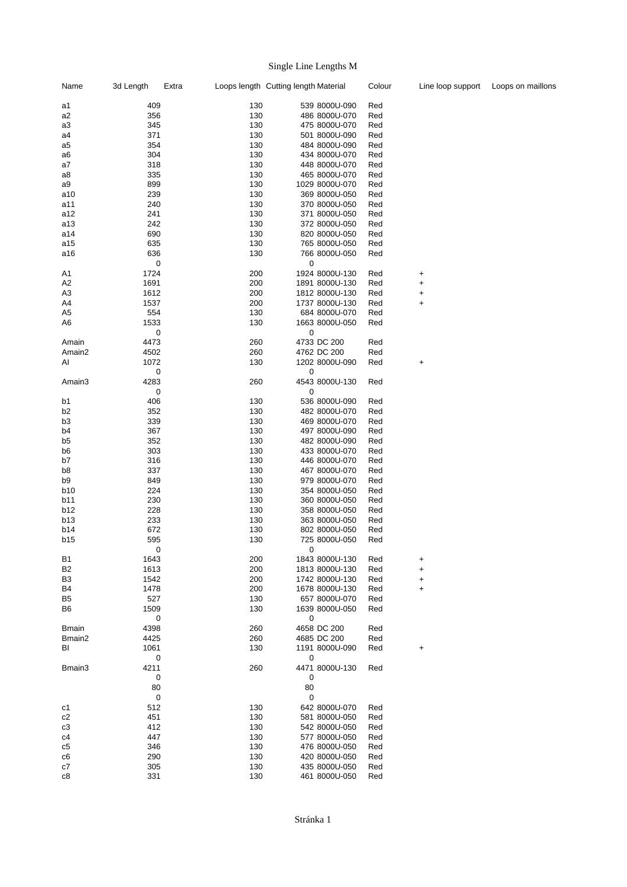# Single Line Lengths M

| Name | 3d Length | Extra | Loops length | Cutting length | Material | Colour | Line loop support | Loops on maillons |
|---|---|---|---|---|---|---|---|---|
| a1 | 409 | | 130 | 539 | 8000U-090 | Red | | |
| a2 | 356 | | 130 | 486 | 8000U-070 | Red | | |
| a3 | 345 | | 130 | 475 | 8000U-070 | Red | | |
| a4 | 371 | | 130 | 501 | 8000U-090 | Red | | |
| a5 | 354 | | 130 | 484 | 8000U-090 | Red | | |
| a6 | 304 | | 130 | 434 | 8000U-070 | Red | | |
| a7 | 318 | | 130 | 448 | 8000U-070 | Red | | |
| a8 | 335 | | 130 | 465 | 8000U-070 | Red | | |
| a9 | 899 | | 130 | 1029 | 8000U-070 | Red | | |
| a10 | 239 | | 130 | 369 | 8000U-050 | Red | | |
| a11 | 240 | | 130 | 370 | 8000U-050 | Red | | |
| a12 | 241 | | 130 | 371 | 8000U-050 | Red | | |
| a13 | 242 | | 130 | 372 | 8000U-050 | Red | | |
| a14 | 690 | | 130 | 820 | 8000U-050 | Red | | |
| a15 | 635 | | 130 | 765 | 8000U-050 | Red | | |
| a16 | 636 | | 130 | 766 | 8000U-050 | Red | | |
| | 0 | | | 0 | | | | |
| A1 | 1724 | | 200 | 1924 | 8000U-130 | Red | + | |
| A2 | 1691 | | 200 | 1891 | 8000U-130 | Red | + | |
| A3 | 1612 | | 200 | 1812 | 8000U-130 | Red | + | |
| A4 | 1537 | | 200 | 1737 | 8000U-130 | Red | + | |
| A5 | 554 | | 130 | 684 | 8000U-070 | Red | | |
| A6 | 1533 | | 130 | 1663 | 8000U-050 | Red | | |
| | 0 | | | 0 | | | | |
| Amain | 4473 | | 260 | 4733 | DC 200 | Red | | |
| Amain2 | 4502 | | 260 | 4762 | DC 200 | Red | | |
| Al | 1072 | | 130 | 1202 | 8000U-090 | Red | + | |
| | 0 | | | 0 | | | | |
| Amain3 | 4283 | | 260 | 4543 | 8000U-130 | Red | | |
| | 0 | | | 0 | | | | |
| b1 | 406 | | 130 | 536 | 8000U-090 | Red | | |
| b2 | 352 | | 130 | 482 | 8000U-070 | Red | | |
| b3 | 339 | | 130 | 469 | 8000U-070 | Red | | |
| b4 | 367 | | 130 | 497 | 8000U-090 | Red | | |
| b5 | 352 | | 130 | 482 | 8000U-090 | Red | | |
| b6 | 303 | | 130 | 433 | 8000U-070 | Red | | |
| b7 | 316 | | 130 | 446 | 8000U-070 | Red | | |
| b8 | 337 | | 130 | 467 | 8000U-070 | Red | | |
| b9 | 849 | | 130 | 979 | 8000U-070 | Red | | |
| b10 | 224 | | 130 | 354 | 8000U-050 | Red | | |
| b11 | 230 | | 130 | 360 | 8000U-050 | Red | | |
| b12 | 228 | | 130 | 358 | 8000U-050 | Red | | |
| b13 | 233 | | 130 | 363 | 8000U-050 | Red | | |
| b14 | 672 | | 130 | 802 | 8000U-050 | Red | | |
| b15 | 595 | | 130 | 725 | 8000U-050 | Red | | |
| | 0 | | | 0 | | | | |
| B1 | 1643 | | 200 | 1843 | 8000U-130 | Red | + | |
| B2 | 1613 | | 200 | 1813 | 8000U-130 | Red | + | |
| B3 | 1542 | | 200 | 1742 | 8000U-130 | Red | + | |
| B4 | 1478 | | 200 | 1678 | 8000U-130 | Red | + | |
| B5 | 527 | | 130 | 657 | 8000U-070 | Red | | |
| B6 | 1509 | | 130 | 1639 | 8000U-050 | Red | | |
| | 0 | | | 0 | | | | |
| Bmain | 4398 | | 260 | 4658 | DC 200 | Red | | |
| Bmain2 | 4425 | | 260 | 4685 | DC 200 | Red | | |
| Bl | 1061 | | 130 | 1191 | 8000U-090 | Red | + | |
| | 0 | | | 0 | | | | |
| Bmain3 | 4211 | | 260 | 4471 | 8000U-130 | Red | | |
| | 0 | | | 0 | | | | |
| | 80 | | | 80 | | | | |
| | 0 | | | 0 | | | | |
| c1 | 512 | | 130 | 642 | 8000U-070 | Red | | |
| c2 | 451 | | 130 | 581 | 8000U-050 | Red | | |
| c3 | 412 | | 130 | 542 | 8000U-050 | Red | | |
| c4 | 447 | | 130 | 577 | 8000U-050 | Red | | |
| c5 | 346 | | 130 | 476 | 8000U-050 | Red | | |
| c6 | 290 | | 130 | 420 | 8000U-050 | Red | | |
| c7 | 305 | | 130 | 435 | 8000U-050 | Red | | |
| c8 | 331 | | 130 | 461 | 8000U-050 | Red | | |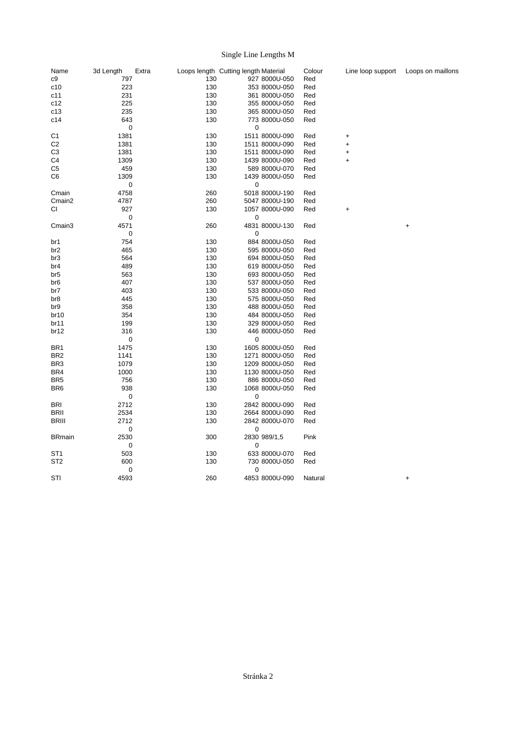# Single Line Lengths M

| Name | 3d Length | Extra | Loops length | Cutting length | Material | Colour | Line loop support | Loops on maillons |
|---|---|---|---|---|---|---|---|---|
| c9 | 797 | | 130 | 927 | 8000U-050 | Red | | |
| c10 | 223 | | 130 | 353 | 8000U-050 | Red | | |
| c11 | 231 | | 130 | 361 | 8000U-050 | Red | | |
| c12 | 225 | | 130 | 355 | 8000U-050 | Red | | |
| c13 | 235 | | 130 | 365 | 8000U-050 | Red | | |
| c14 | 643 | | 130 | 773 | 8000U-050 | Red | | |
| | 0 | | | 0 | | | | |
| C1 | 1381 | | 130 | 1511 | 8000U-090 | Red | + | |
| C2 | 1381 | | 130 | 1511 | 8000U-090 | Red | + | |
| C3 | 1381 | | 130 | 1511 | 8000U-090 | Red | + | |
| C4 | 1309 | | 130 | 1439 | 8000U-090 | Red | + | |
| C5 | 459 | | 130 | 589 | 8000U-070 | Red | | |
| C6 | 1309 | | 130 | 1439 | 8000U-050 | Red | | |
| | 0 | | | 0 | | | | |
| Cmain | 4758 | | 260 | 5018 | 8000U-190 | Red | | |
| Cmain2 | 4787 | | 260 | 5047 | 8000U-190 | Red | | |
| Cl | 927 | | 130 | 1057 | 8000U-090 | Red | + | |
| | 0 | | | 0 | | | | |
| Cmain3 | 4571 | | 260 | 4831 | 8000U-130 | Red | | + |
| | 0 | | | 0 | | | | |
| br1 | 754 | | 130 | 884 | 8000U-050 | Red | | |
| br2 | 465 | | 130 | 595 | 8000U-050 | Red | | |
| br3 | 564 | | 130 | 694 | 8000U-050 | Red | | |
| br4 | 489 | | 130 | 619 | 8000U-050 | Red | | |
| br5 | 563 | | 130 | 693 | 8000U-050 | Red | | |
| br6 | 407 | | 130 | 537 | 8000U-050 | Red | | |
| br7 | 403 | | 130 | 533 | 8000U-050 | Red | | |
| br8 | 445 | | 130 | 575 | 8000U-050 | Red | | |
| br9 | 358 | | 130 | 488 | 8000U-050 | Red | | |
| br10 | 354 | | 130 | 484 | 8000U-050 | Red | | |
| br11 | 199 | | 130 | 329 | 8000U-050 | Red | | |
| br12 | 316 | | 130 | 446 | 8000U-050 | Red | | |
| | 0 | | | 0 | | | | |
| BR1 | 1475 | | 130 | 1605 | 8000U-050 | Red | | |
| BR2 | 1141 | | 130 | 1271 | 8000U-050 | Red | | |
| BR3 | 1079 | | 130 | 1209 | 8000U-050 | Red | | |
| BR4 | 1000 | | 130 | 1130 | 8000U-050 | Red | | |
| BR5 | 756 | | 130 | 886 | 8000U-050 | Red | | |
| BR6 | 938 | | 130 | 1068 | 8000U-050 | Red | | |
| | 0 | | | 0 | | | | |
| BRI | 2712 | | 130 | 2842 | 8000U-090 | Red | | |
| BRII | 2534 | | 130 | 2664 | 8000U-090 | Red | | |
| BRIII | 2712 | | 130 | 2842 | 8000U-070 | Red | | |
| | 0 | | | 0 | | | | |
| BRmain | 2530 | | 300 | 2830 | 989/1,5 | Pink | | |
| | 0 | | | 0 | | | | |
| ST1 | 503 | | 130 | 633 | 8000U-070 | Red | | |
| ST2 | 600 | | 130 | 730 | 8000U-050 | Red | | |
| | 0 | | | 0 | | | | |
| STI | 4593 | | 260 | 4853 | 8000U-090 | Natural | | + |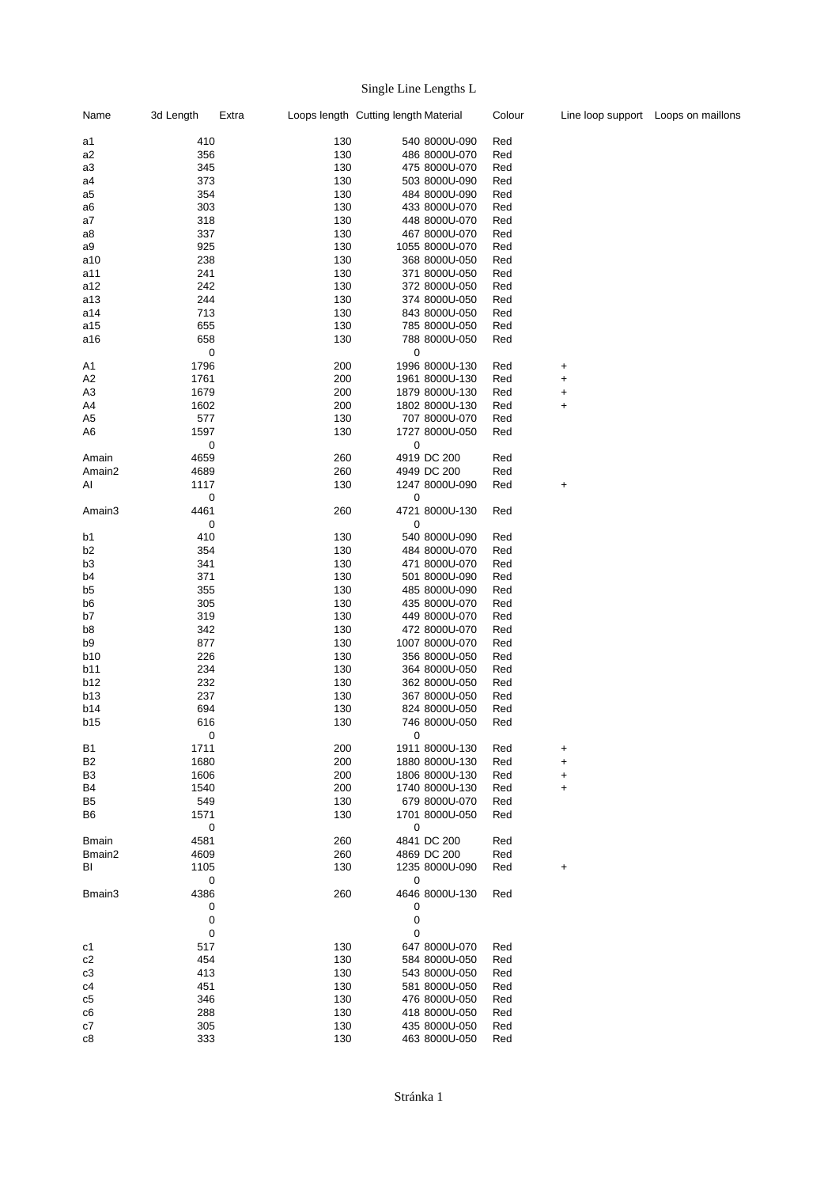# Single Line Lengths L

| Name | 3d Length | Extra | Loops length | Cutting length | Material | Colour | Line loop support | Loops on maillons |
|---|---|---|---|---|---|---|---|---|
| a1 | 410 | | 130 | 540 | 8000U-090 | Red | | |
| a2 | 356 | | 130 | 486 | 8000U-070 | Red | | |
| a3 | 345 | | 130 | 475 | 8000U-070 | Red | | |
| a4 | 373 | | 130 | 503 | 8000U-090 | Red | | |
| a5 | 354 | | 130 | 484 | 8000U-090 | Red | | |
| a6 | 303 | | 130 | 433 | 8000U-070 | Red | | |
| a7 | 318 | | 130 | 448 | 8000U-070 | Red | | |
| a8 | 337 | | 130 | 467 | 8000U-070 | Red | | |
| a9 | 925 | | 130 | 1055 | 8000U-070 | Red | | |
| a10 | 238 | | 130 | 368 | 8000U-050 | Red | | |
| a11 | 241 | | 130 | 371 | 8000U-050 | Red | | |
| a12 | 242 | | 130 | 372 | 8000U-050 | Red | | |
| a13 | 244 | | 130 | 374 | 8000U-050 | Red | | |
| a14 | 713 | | 130 | 843 | 8000U-050 | Red | | |
| a15 | 655 | | 130 | 785 | 8000U-050 | Red | | |
| a16 | 658 | | 130 | 788 | 8000U-050 | Red | | |
| | 0 | | | 0 | | | | |
| A1 | 1796 | | 200 | 1996 | 8000U-130 | Red | + | |
| A2 | 1761 | | 200 | 1961 | 8000U-130 | Red | + | |
| A3 | 1679 | | 200 | 1879 | 8000U-130 | Red | + | |
| A4 | 1602 | | 200 | 1802 | 8000U-130 | Red | + | |
| A5 | 577 | | 130 | 707 | 8000U-070 | Red | | |
| A6 | 1597 | | 130 | 1727 | 8000U-050 | Red | | |
| | 0 | | | 0 | | | | |
| Amain | 4659 | | 260 | 4919 | DC 200 | Red | | |
| Amain2 | 4689 | | 260 | 4949 | DC 200 | Red | | |
| AI | 1117 | | 130 | 1247 | 8000U-090 | Red | + | |
| | 0 | | | 0 | | | | |
| Amain3 | 4461 | | 260 | 4721 | 8000U-130 | Red | | |
| | 0 | | | 0 | | | | |
| b1 | 410 | | 130 | 540 | 8000U-090 | Red | | |
| b2 | 354 | | 130 | 484 | 8000U-070 | Red | | |
| b3 | 341 | | 130 | 471 | 8000U-070 | Red | | |
| b4 | 371 | | 130 | 501 | 8000U-090 | Red | | |
| b5 | 355 | | 130 | 485 | 8000U-090 | Red | | |
| b6 | 305 | | 130 | 435 | 8000U-070 | Red | | |
| b7 | 319 | | 130 | 449 | 8000U-070 | Red | | |
| b8 | 342 | | 130 | 472 | 8000U-070 | Red | | |
| b9 | 877 | | 130 | 1007 | 8000U-070 | Red | | |
| b10 | 226 | | 130 | 356 | 8000U-050 | Red | | |
| b11 | 234 | | 130 | 364 | 8000U-050 | Red | | |
| b12 | 232 | | 130 | 362 | 8000U-050 | Red | | |
| b13 | 237 | | 130 | 367 | 8000U-050 | Red | | |
| b14 | 694 | | 130 | 824 | 8000U-050 | Red | | |
| b15 | 616 | | 130 | 746 | 8000U-050 | Red | | |
| | 0 | | | 0 | | | | |
| B1 | 1711 | | 200 | 1911 | 8000U-130 | Red | + | |
| B2 | 1680 | | 200 | 1880 | 8000U-130 | Red | + | |
| B3 | 1606 | | 200 | 1806 | 8000U-130 | Red | + | |
| B4 | 1540 | | 200 | 1740 | 8000U-130 | Red | + | |
| B5 | 549 | | 130 | 679 | 8000U-070 | Red | | |
| B6 | 1571 | | 130 | 1701 | 8000U-050 | Red | | |
| | 0 | | | 0 | | | | |
| Bmain | 4581 | | 260 | 4841 | DC 200 | Red | | |
| Bmain2 | 4609 | | 260 | 4869 | DC 200 | Red | | |
| BI | 1105 | | 130 | 1235 | 8000U-090 | Red | + | |
| | 0 | | | 0 | | | | |
| Bmain3 | 4386 | | 260 | 4646 | 8000U-130 | Red | | |
| | 0 | | | 0 | | | | |
| | 0 | | | 0 | | | | |
| | 0 | | | 0 | | | | |
| c1 | 517 | | 130 | 647 | 8000U-070 | Red | | |
| c2 | 454 | | 130 | 584 | 8000U-050 | Red | | |
| c3 | 413 | | 130 | 543 | 8000U-050 | Red | | |
| c4 | 451 | | 130 | 581 | 8000U-050 | Red | | |
| c5 | 346 | | 130 | 476 | 8000U-050 | Red | | |
| c6 | 288 | | 130 | 418 | 8000U-050 | Red | | |
| c7 | 305 | | 130 | 435 | 8000U-050 | Red | | |
| c8 | 333 | | 130 | 463 | 8000U-050 | Red | | |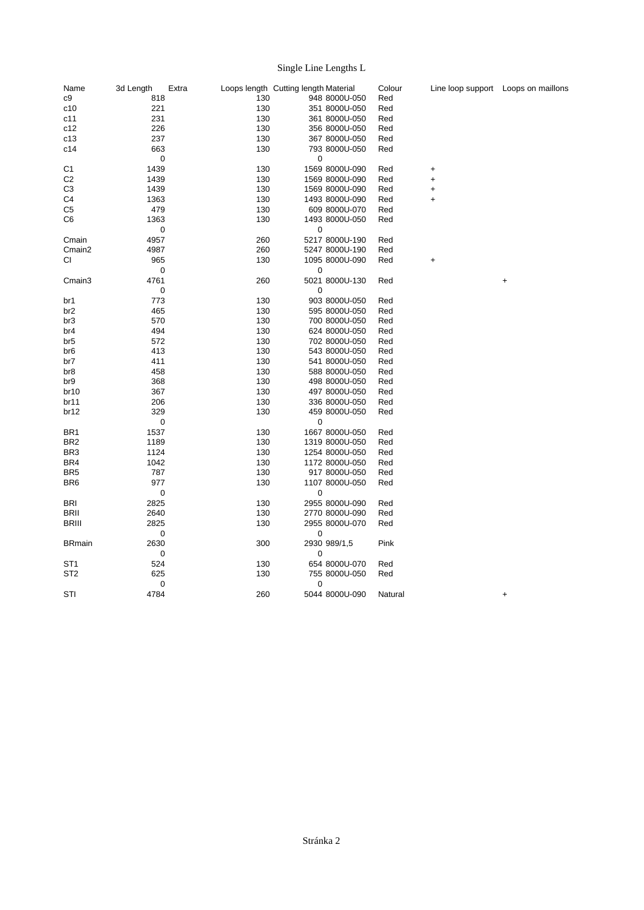# Single Line Lengths L

| Name | 3d Length | Extra | Loops length | Cutting length | Material | Colour | Line loop support | Loops on maillons |
|---|---|---|---|---|---|---|---|---|
| c9 | 818 | | 130 | 948 | 8000U-050 | Red | | |
| c10 | 221 | | 130 | 351 | 8000U-050 | Red | | |
| c11 | 231 | | 130 | 361 | 8000U-050 | Red | | |
| c12 | 226 | | 130 | 356 | 8000U-050 | Red | | |
| c13 | 237 | | 130 | 367 | 8000U-050 | Red | | |
| c14 | 663 | | 130 | 793 | 8000U-050 | Red | | |
| | 0 | | | 0 | | | | |
| C1 | 1439 | | 130 | 1569 | 8000U-090 | Red | + | |
| C2 | 1439 | | 130 | 1569 | 8000U-090 | Red | + | |
| C3 | 1439 | | 130 | 1569 | 8000U-090 | Red | + | |
| C4 | 1363 | | 130 | 1493 | 8000U-090 | Red | + | |
| C5 | 479 | | 130 | 609 | 8000U-070 | Red | | |
| C6 | 1363 | | 130 | 1493 | 8000U-050 | Red | | |
| | 0 | | | 0 | | | | |
| Cmain | 4957 | | 260 | 5217 | 8000U-190 | Red | | |
| Cmain2 | 4987 | | 260 | 5247 | 8000U-190 | Red | | |
| CI | 965 | | 130 | 1095 | 8000U-090 | Red | + | |
| | 0 | | | 0 | | | | |
| Cmain3 | 4761 | | 260 | 5021 | 8000U-130 | Red | | + |
| | 0 | | | 0 | | | | |
| br1 | 773 | | 130 | 903 | 8000U-050 | Red | | |
| br2 | 465 | | 130 | 595 | 8000U-050 | Red | | |
| br3 | 570 | | 130 | 700 | 8000U-050 | Red | | |
| br4 | 494 | | 130 | 624 | 8000U-050 | Red | | |
| br5 | 572 | | 130 | 702 | 8000U-050 | Red | | |
| br6 | 413 | | 130 | 543 | 8000U-050 | Red | | |
| br7 | 411 | | 130 | 541 | 8000U-050 | Red | | |
| br8 | 458 | | 130 | 588 | 8000U-050 | Red | | |
| br9 | 368 | | 130 | 498 | 8000U-050 | Red | | |
| br10 | 367 | | 130 | 497 | 8000U-050 | Red | | |
| br11 | 206 | | 130 | 336 | 8000U-050 | Red | | |
| br12 | 329 | | 130 | 459 | 8000U-050 | Red | | |
| | 0 | | | 0 | | | | |
| BR1 | 1537 | | 130 | 1667 | 8000U-050 | Red | | |
| BR2 | 1189 | | 130 | 1319 | 8000U-050 | Red | | |
| BR3 | 1124 | | 130 | 1254 | 8000U-050 | Red | | |
| BR4 | 1042 | | 130 | 1172 | 8000U-050 | Red | | |
| BR5 | 787 | | 130 | 917 | 8000U-050 | Red | | |
| BR6 | 977 | | 130 | 1107 | 8000U-050 | Red | | |
| | 0 | | | 0 | | | | |
| BRI | 2825 | | 130 | 2955 | 8000U-090 | Red | | |
| BRII | 2640 | | 130 | 2770 | 8000U-090 | Red | | |
| BRIII | 2825 | | 130 | 2955 | 8000U-070 | Red | | |
| | 0 | | | 0 | | | | |
| BRmain | 2630 | | 300 | 2930 | 989/1,5 | Pink | | |
| | 0 | | | 0 | | | | |
| ST1 | 524 | | 130 | 654 | 8000U-070 | Red | | |
| ST2 | 625 | | 130 | 755 | 8000U-050 | Red | | |
| | 0 | | | 0 | | | | |
| STI | 4784 | | 260 | 5044 | 8000U-090 | Natural | | + |